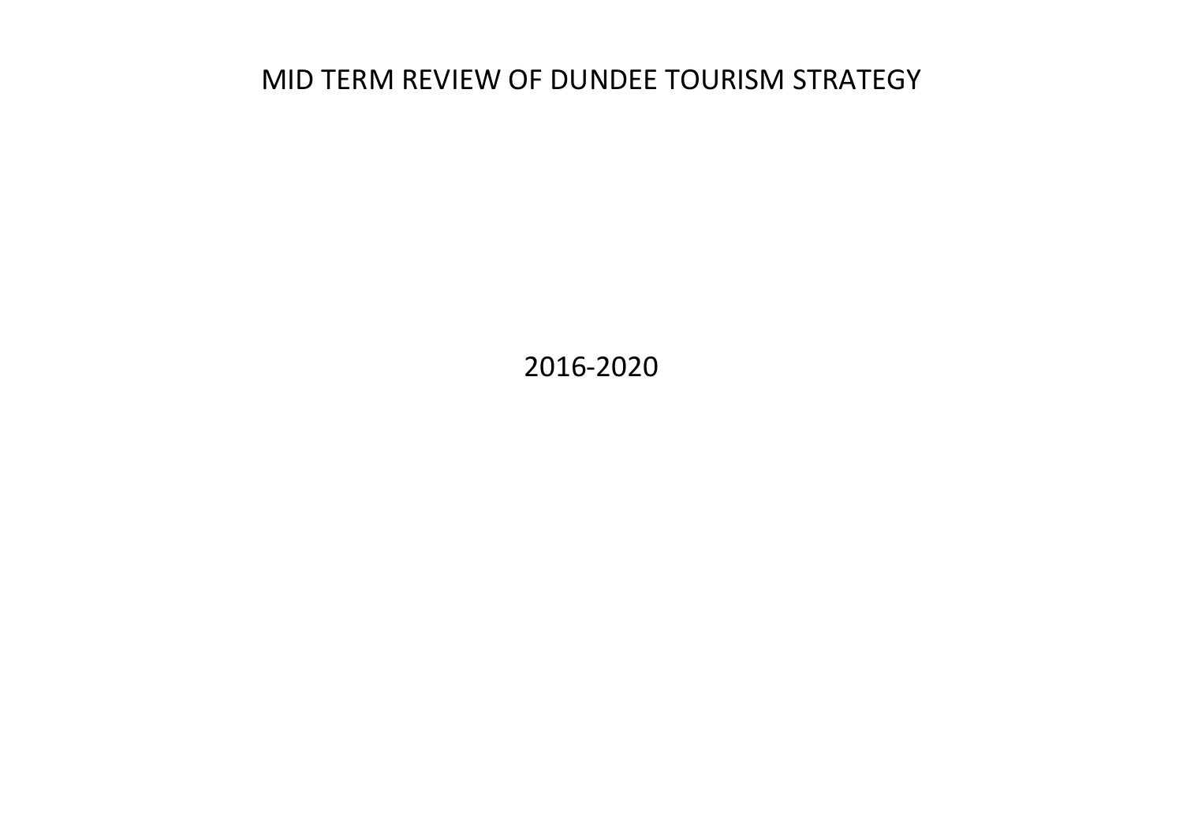# MID TERM REVIEW OF DUNDEE TOURISM STRATEGY

2016-2020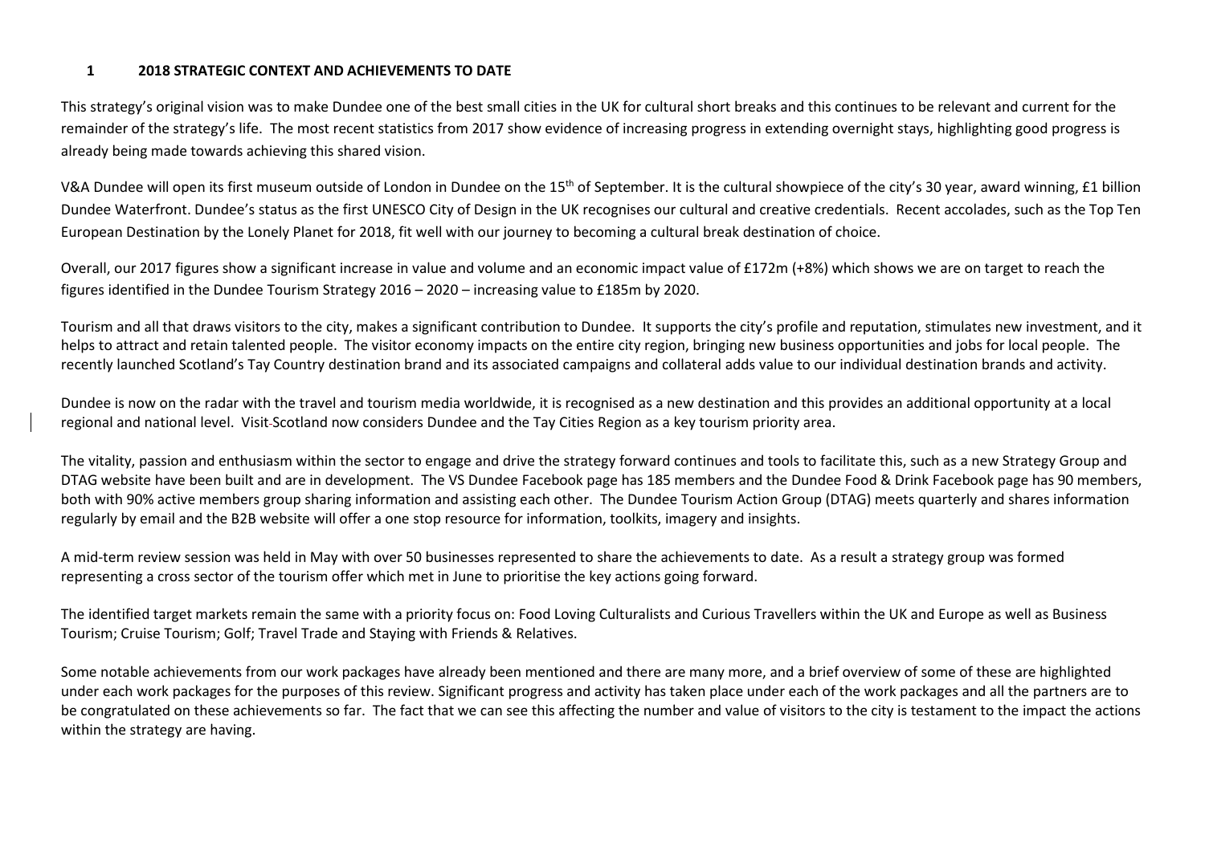## 1 2018 STRATEGIC CONTEXT AND ACHIEVEMENTS TO DATE

This strategy's original vision was to make Dundee one of the best small cities in the UK for cultural short breaks and this continues to be relevant and current for the remainder of the strategy's life. The most recent statistics from 2017 show evidence of increasing progress in extending overnight stays, highlighting good progress is already being made towards achieving this shared vision.

V&A Dundee will open its first museum outside of London in Dundee on the 15th of September. It is the cultural showpiece of the city's 30 year, award winning, £1 billion Dundee Waterfront. Dundee's status as the first UNESCO City of Design in the UK recognises our cultural and creative credentials. Recent accolades, such as the Top Ten European Destination by the Lonely Planet for 2018, fit well with our journey to becoming a cultural break destination of choice.

Overall, our 2017 figures show a significant increase in value and volume and an economic impact value of £172m (+8%) which shows we are on target to reach the figures identified in the Dundee Tourism Strategy 2016 – 2020 – increasing value to £185m by 2020.

Tourism and all that draws visitors to the city, makes a significant contribution to Dundee. It supports the city's profile and reputation, stimulates new investment, and it helps to attract and retain talented people. The visitor economy impacts on the entire city region, bringing new business opportunities and jobs for local people. The recently launched Scotland's Tay Country destination brand and its associated campaigns and collateral adds value to our individual destination brands and activity.

Dundee is now on the radar with the travel and tourism media worldwide, it is recognised as a new destination and this provides an additional opportunity at a local regional and national level. VisitScotland now considers Dundee and the Tay Cities Region as a key tourism priority area.

The vitality, passion and enthusiasm within the sector to engage and drive the strategy forward continues and tools to facilitate this, such as a new Strategy Group and DTAG website have been built and are in development. The VS Dundee Facebook page has 185 members and the Dundee Food & Drink Facebook page has 90 members, both with 90% active members group sharing information and assisting each other. The Dundee Tourism Action Group (DTAG) meets quarterly and shares information regularly by email and the B2B website will offer a one stop resource for information, toolkits, imagery and insights.

A mid-term review session was held in May with over 50 businesses represented to share the achievements to date. As a result a strategy group was formed representing a cross sector of the tourism offer which met in June to prioritise the key actions going forward.

The identified target markets remain the same with a priority focus on: Food Loving Culturalists and Curious Travellers within the UK and Europe as well as Business Tourism; Cruise Tourism; Golf; Travel Trade and Staying with Friends & Relatives.

Some notable achievements from our work packages have already been mentioned and there are many more, and a brief overview of some of these are highlighted under each work packages for the purposes of this review. Significant progress and activity has taken place under each of the work packages and all the partners are to be congratulated on these achievements so far. The fact that we can see this affecting the number and value of visitors to the city is testament to the impact the actions within the strategy are having.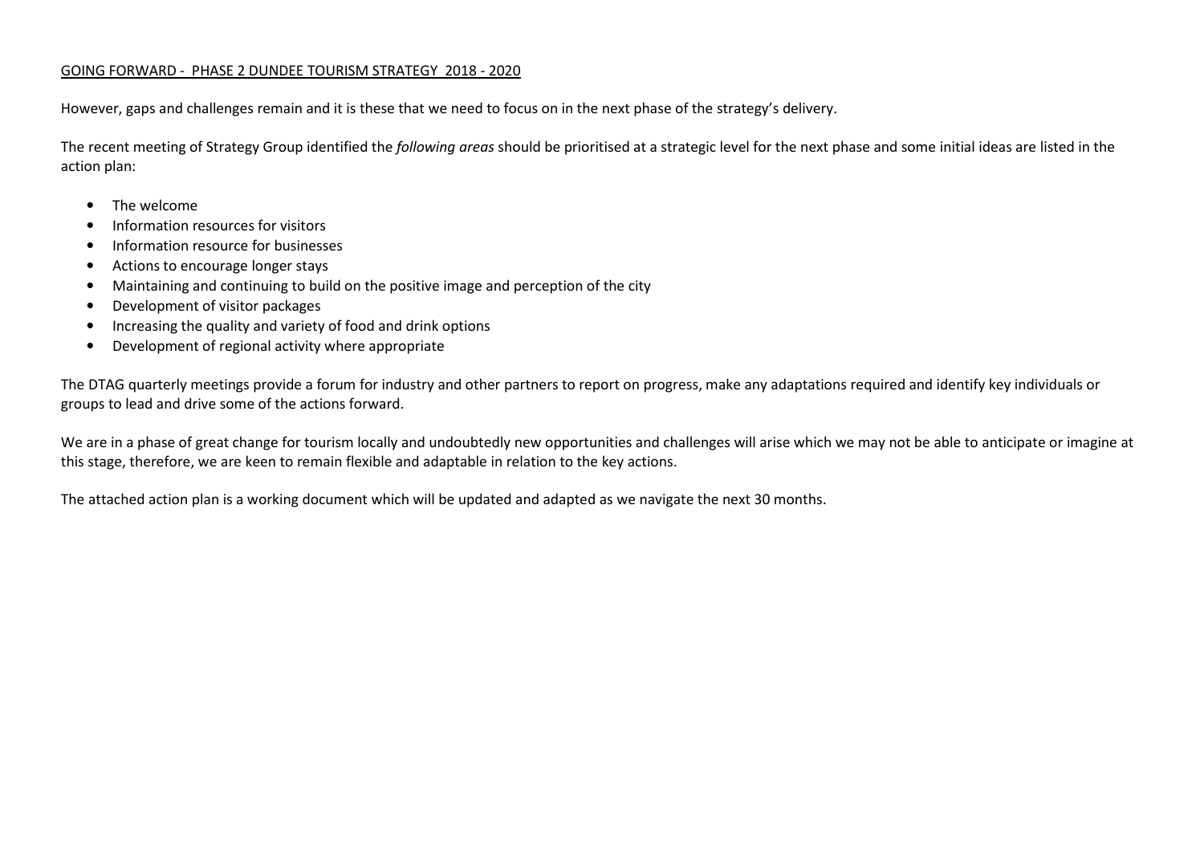## GOING FORWARD - PHASE 2 DUNDEE TOURISM STRATEGY 2018 - 2020

However, gaps and challenges remain and it is these that we need to focus on in the next phase of the strategy's delivery.

The recent meeting of Strategy Group identified the *following areas* should be prioritised at a strategic level for the next phase and some initial ideas are listed in the action plan:

- The welcome
- Information resources for visitors
- Information resource for businesses
- Actions to encourage longer stays
- Maintaining and continuing to build on the positive image and perception of the city
- Development of visitor packages
- Increasing the quality and variety of food and drink options
- Development of regional activity where appropriate

The DTAG quarterly meetings provide a forum for industry and other partners to report on progress, make any adaptations required and identify key individuals or groups to lead and drive some of the actions forward.

We are in a phase of great change for tourism locally and undoubtedly new opportunities and challenges will arise which we may not be able to anticipate or imagine at this stage, therefore, we are keen to remain flexible and adaptable in relation to the key actions.

The attached action plan is a working document which will be updated and adapted as we navigate the next 30 months.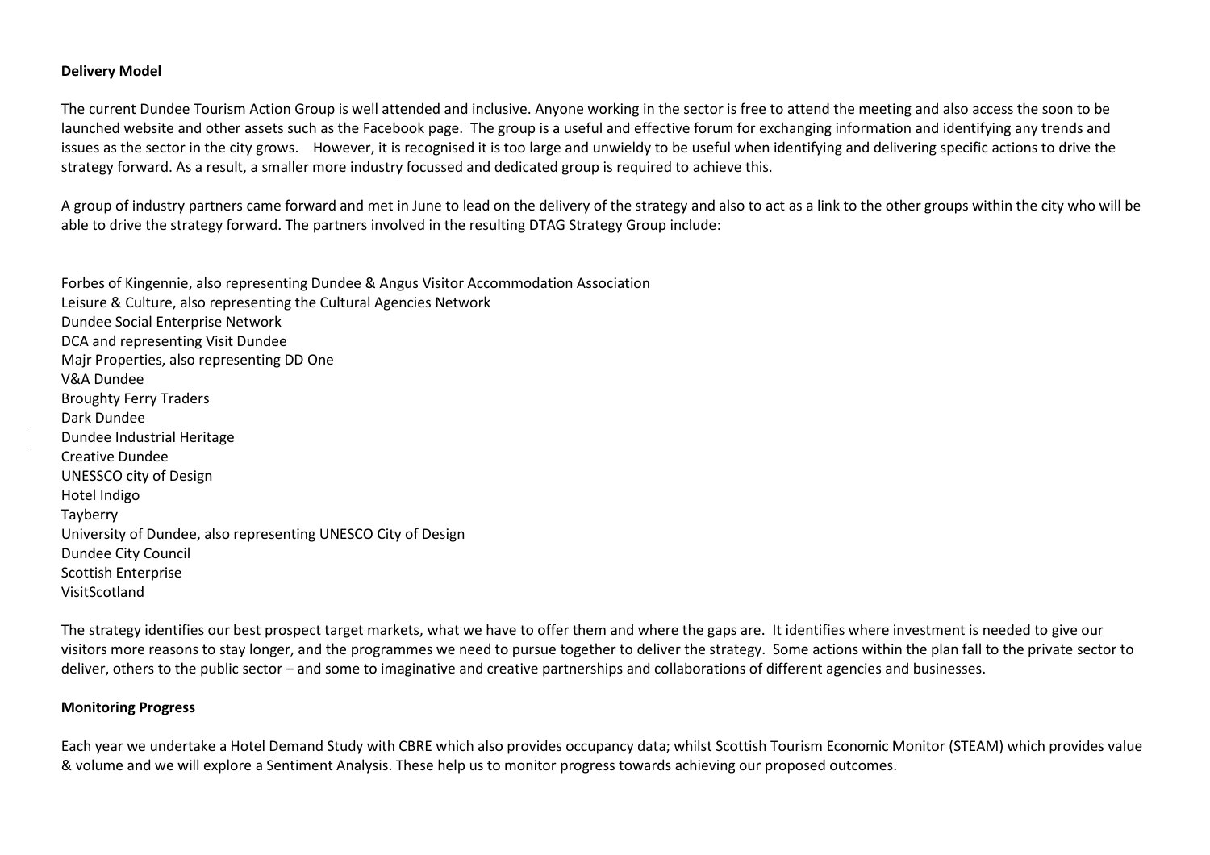**Delivery Model**

The current Dundee Tourism Action Group is well attended and inclusive. Anyone working in the sector is free to attend the meeting and also access the soon to be launched website and other assets such as the Facebook page. The group is a useful and effective forum for exchanging information and identifying any trends and issues as the sector in the city grows. However, it is recognised it is too large and unwieldy to be useful when identifying and delivering specific actions to drive the strategy forward. As a result, a smaller more industry focussed and dedicated group is required to achieve this.

A group of industry partners came forward and met in June to lead on the delivery of the strategy and also to act as a link to the other groups within the city who will be able to drive the strategy forward. The partners involved in the resulting DTAG Strategy Group include:

Forbes of Kingennie, also representing Dundee & Angus Visitor Accommodation Association
Leisure & Culture, also representing the Cultural Agencies Network
Dundee Social Enterprise Network
DCA and representing Visit Dundee
Majr Properties, also representing DD One
V&A Dundee
Broughty Ferry Traders
Dark Dundee
Dundee Industrial Heritage
Creative Dundee
UNESSCO city of Design
Hotel Indigo
Tayberry
University of Dundee, also representing UNESCO City of Design
Dundee City Council
Scottish Enterprise
VisitScotland

The strategy identifies our best prospect target markets, what we have to offer them and where the gaps are. It identifies where investment is needed to give our visitors more reasons to stay longer, and the programmes we need to pursue together to deliver the strategy. Some actions within the plan fall to the private sector to deliver, others to the public sector – and some to imaginative and creative partnerships and collaborations of different agencies and businesses.

**Monitoring Progress**

Each year we undertake a Hotel Demand Study with CBRE which also provides occupancy data; whilst Scottish Tourism Economic Monitor (STEAM) which provides value & volume and we will explore a Sentiment Analysis. These help us to monitor progress towards achieving our proposed outcomes.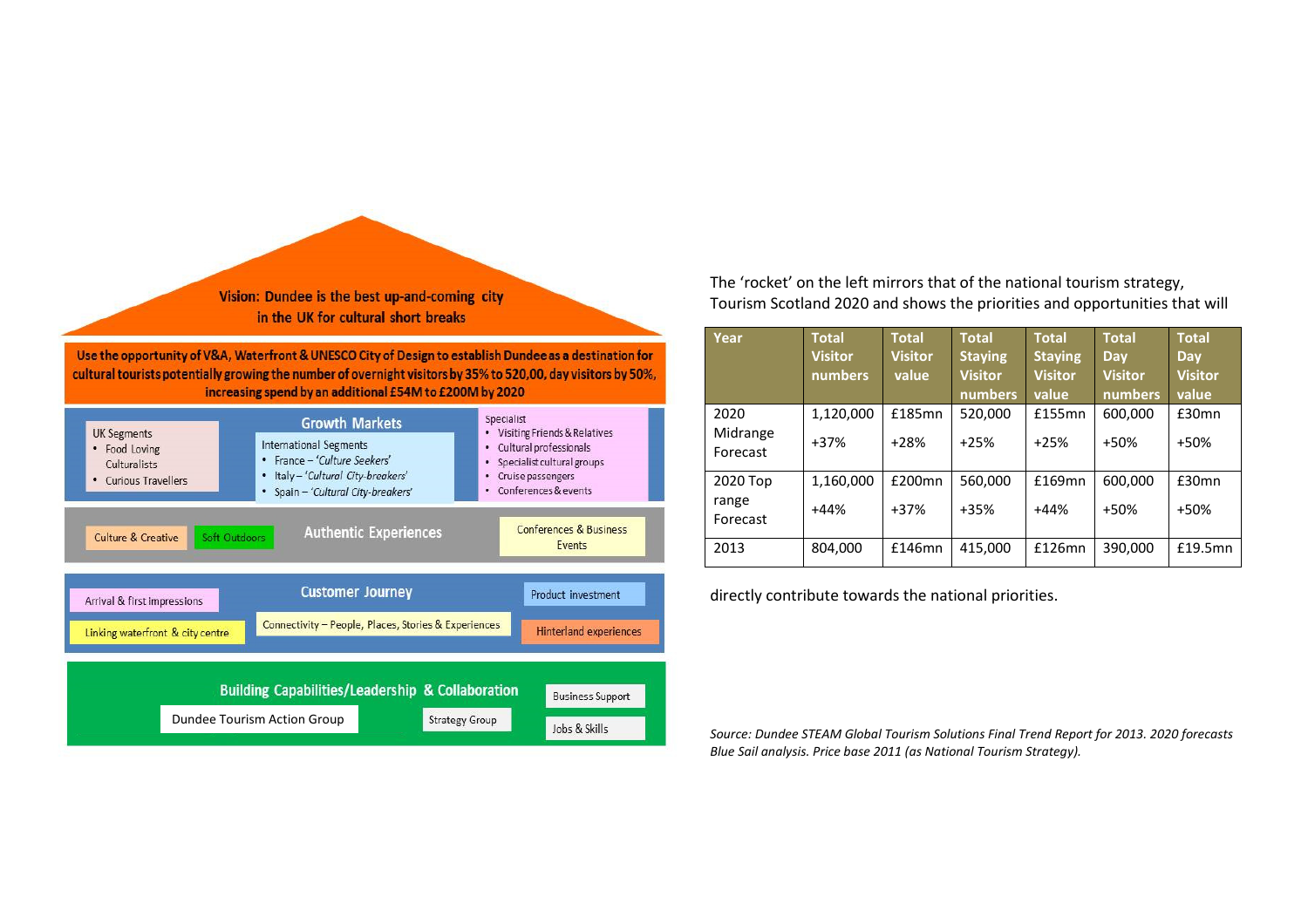**Vision: Dundee is the best up-and-coming city in the UK for cultural short breaks**

**Use the opportunity of V&A, Waterfront & UNESCO City of Design to establish Dundee as a destination for cultural tourists potentially growing the number of overnight visitors by 35% to 520,00, day visitors by 50%, increasing spend by an additional £54M to £200M by 2020**

**Growth Markets**

UK Segments
- Food Loving Culturalists
- Curious Travellers

International Segments
- France – *'Culture Seekers'*
- Italy – *'Cultural City-breakers'*
- Spain – *'Cultural City-breakers'*

Specialist
- Visiting Friends & Relatives
- Cultural professionals
- Specialist cultural groups
- Cruise passengers
- Conferences & events

**Authentic Experiences**

Culture & Creative | Soft Outdoors | Conferences & Business Events

**Customer Journey**

Arrival & first impressions | Linking waterfront & city centre | Connectivity – People, Places, Stories & Experiences | Product investment | Hinterland experiences

**Building Capabilities/Leadership & Collaboration**

Dundee Tourism Action Group | Strategy Group | Business Support | Jobs & Skills

The 'rocket' on the left mirrors that of the national tourism strategy, Tourism Scotland 2020 and shows the priorities and opportunities that will directly contribute towards the national priorities.

| Year | Total Visitor numbers | Total Visitor value | Total Staying Visitor numbers | Total Staying Visitor value | Total Day Visitor numbers | Total Day Visitor value |
|---|---|---|---|---|---|---|
| 2020 Midrange Forecast | 1,120,000<br>+37% | £185mn<br>+28% | 520,000<br>+25% | £155mn<br>+25% | 600,000<br>+50% | £30mn<br>+50% |
| 2020 Top range Forecast | 1,160,000<br>+44% | £200mn<br>+37% | 560,000<br>+35% | £169mn<br>+44% | 600,000<br>+50% | £30mn<br>+50% |
| 2013 | 804,000 | £146mn | 415,000 | £126mn | 390,000 | £19.5mn |

*Source: Dundee STEAM Global Tourism Solutions Final Trend Report for 2013. 2020 forecasts Blue Sail analysis. Price base 2011 (as National Tourism Strategy).*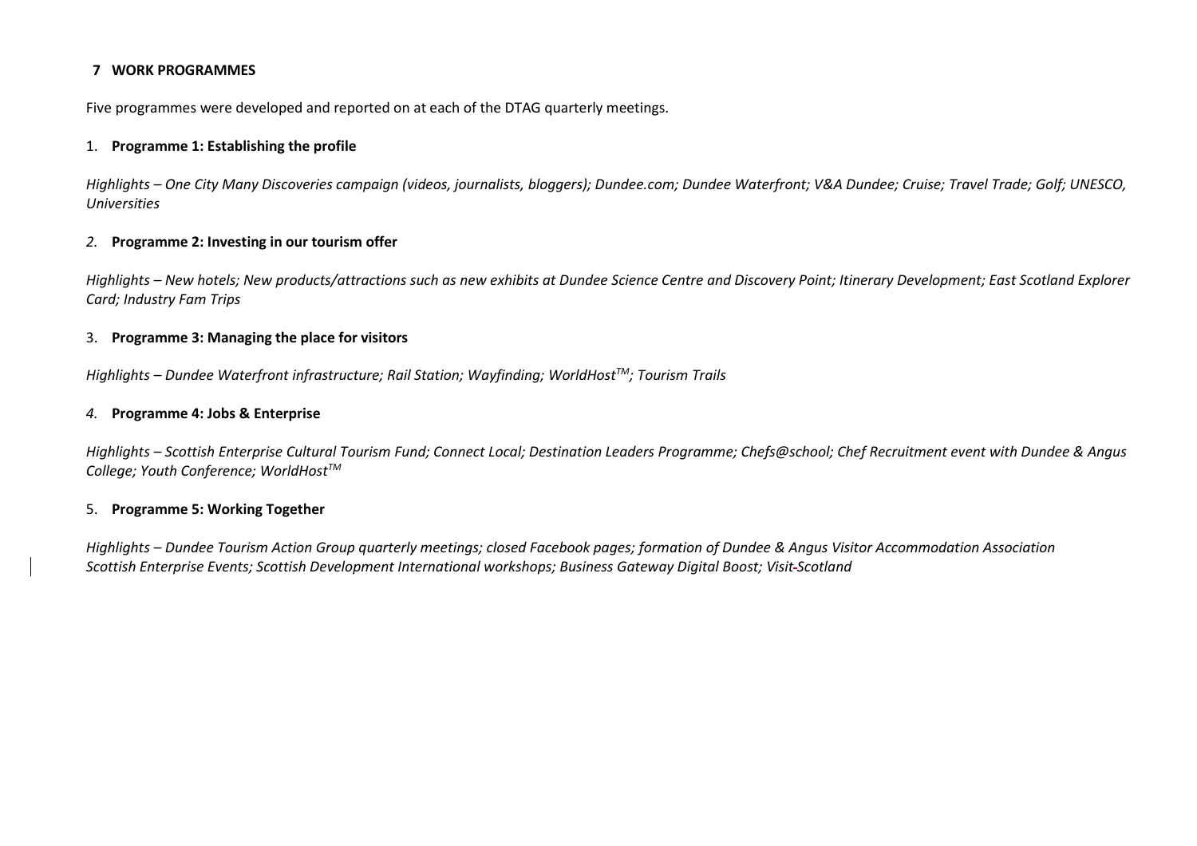## 7 WORK PROGRAMMES

Five programmes were developed and reported on at each of the DTAG quarterly meetings.

1. **Programme 1: Establishing the profile**

*Highlights – One City Many Discoveries campaign (videos, journalists, bloggers); Dundee.com; Dundee Waterfront; V&A Dundee; Cruise; Travel Trade; Golf; UNESCO, Universities*

2. **Programme 2: Investing in our tourism offer**

*Highlights – New hotels; New products/attractions such as new exhibits at Dundee Science Centre and Discovery Point; Itinerary Development; East Scotland Explorer Card; Industry Fam Trips*

3. **Programme 3: Managing the place for visitors**

*Highlights – Dundee Waterfront infrastructure; Rail Station; Wayfinding; WorldHost™; Tourism Trails*

4. **Programme 4: Jobs & Enterprise**

*Highlights – Scottish Enterprise Cultural Tourism Fund; Connect Local; Destination Leaders Programme; Chefs@school; Chef Recruitment event with Dundee & Angus College; Youth Conference; WorldHost™*

5. **Programme 5: Working Together**

*Highlights – Dundee Tourism Action Group quarterly meetings; closed Facebook pages; formation of Dundee & Angus Visitor Accommodation Association Scottish Enterprise Events; Scottish Development International workshops; Business Gateway Digital Boost; VisitScotland*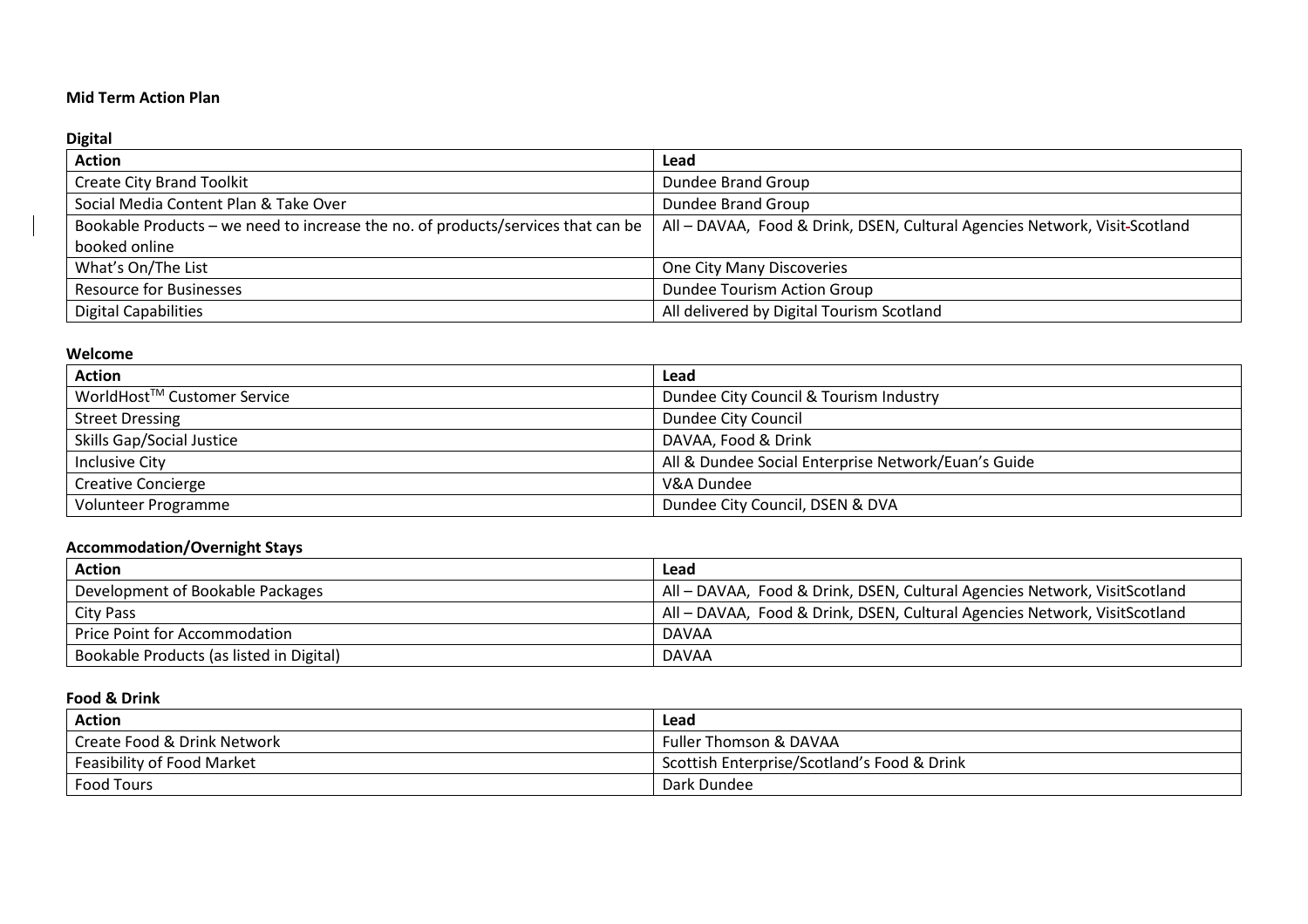**Mid Term Action Plan**

**Digital**

| Action | Lead |
|---|---|
| Create City Brand Toolkit | Dundee Brand Group |
| Social Media Content Plan & Take Over | Dundee Brand Group |
| Bookable Products – we need to increase the no. of products/services that can be booked online | All – DAVAA, Food & Drink, DSEN, Cultural Agencies Network, Visit-Scotland |
| What's On/The List | One City Many Discoveries |
| Resource for Businesses | Dundee Tourism Action Group |
| Digital Capabilities | All delivered by Digital Tourism Scotland |

**Welcome**

| Action | Lead |
|---|---|
| WorldHost™ Customer Service | Dundee City Council & Tourism Industry |
| Street Dressing | Dundee City Council |
| Skills Gap/Social Justice | DAVAA, Food & Drink |
| Inclusive City | All & Dundee Social Enterprise Network/Euan's Guide |
| Creative Concierge | V&A Dundee |
| Volunteer Programme | Dundee City Council, DSEN & DVA |

**Accommodation/Overnight Stays**

| Action | Lead |
|---|---|
| Development of Bookable Packages | All – DAVAA, Food & Drink, DSEN, Cultural Agencies Network, VisitScotland |
| City Pass | All – DAVAA, Food & Drink, DSEN, Cultural Agencies Network, VisitScotland |
| Price Point for Accommodation | DAVAA |
| Bookable Products (as listed in Digital) | DAVAA |

**Food & Drink**

| Action | Lead |
|---|---|
| Create Food & Drink Network | Fuller Thomson & DAVAA |
| Feasibility of Food Market | Scottish Enterprise/Scotland's Food & Drink |
| Food Tours | Dark Dundee |